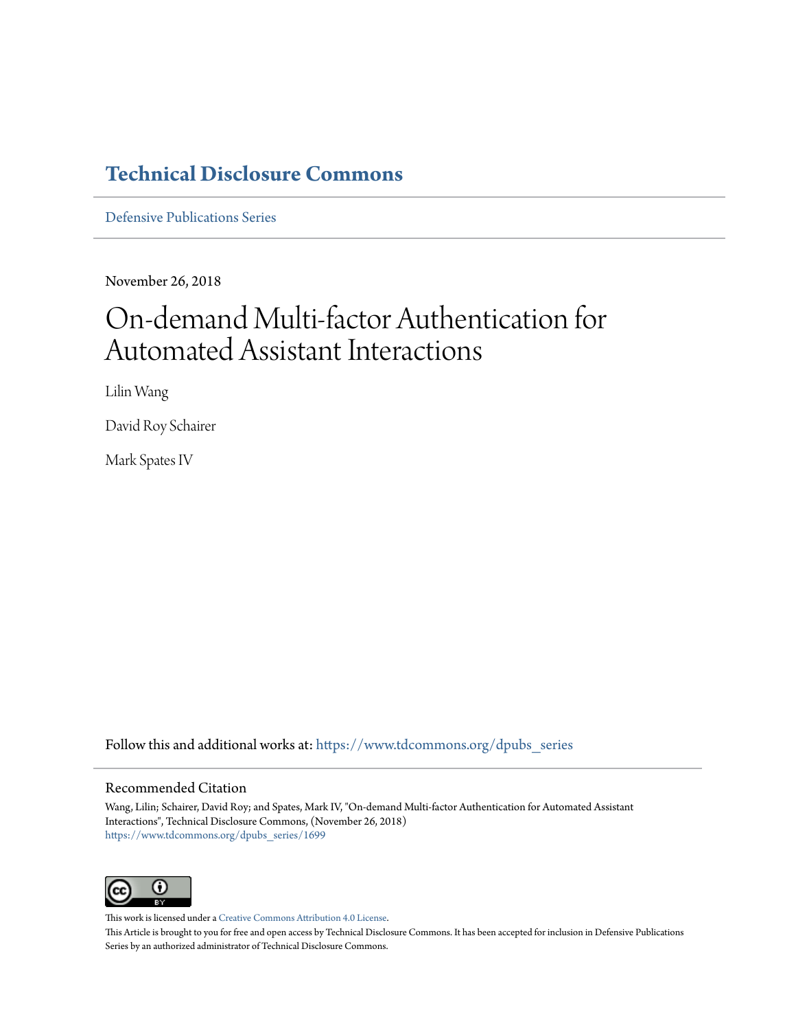# Technical Disclosure Commons

Defensive Publications Series

November 26, 2018

# On-demand Multi-factor Authentication for Automated Assistant Interactions

Lilin Wang

David Roy Schairer

Mark Spates IV

Follow this and additional works at: https://www.tdcommons.org/dpubs_series

## Recommended Citation

Wang, Lilin; Schairer, David Roy; and Spates, Mark IV, "On-demand Multi-factor Authentication for Automated Assistant Interactions", Technical Disclosure Commons, (November 26, 2018)
https://www.tdcommons.org/dpubs_series/1699

This work is licensed under a Creative Commons Attribution 4.0 License.

This Article is brought to you for free and open access by Technical Disclosure Commons. It has been accepted for inclusion in Defensive Publications Series by an authorized administrator of Technical Disclosure Commons.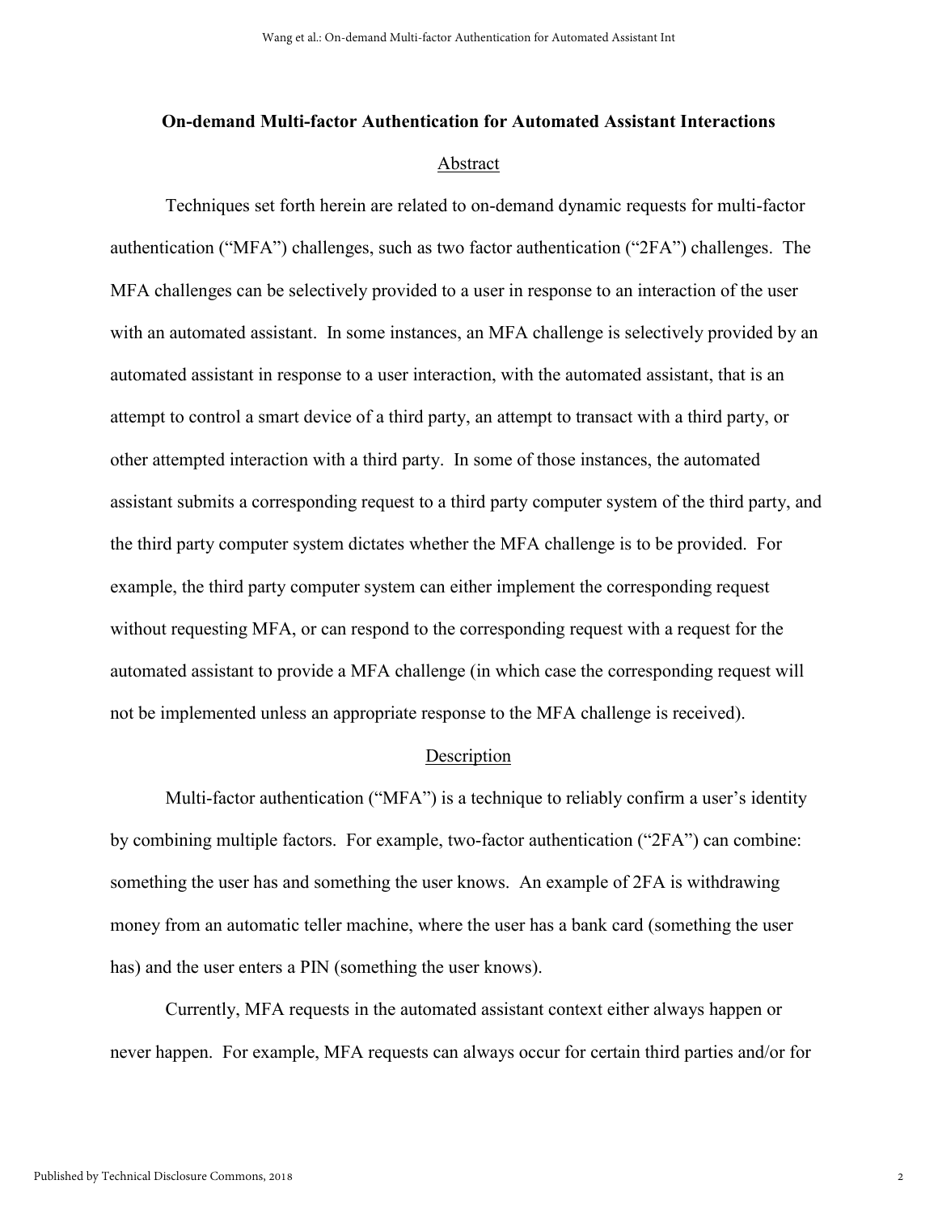**On-demand Multi-factor Authentication for Automated Assistant Interactions**

Abstract

Techniques set forth herein are related to on-demand dynamic requests for multi-factor authentication ("MFA") challenges, such as two factor authentication ("2FA") challenges. The MFA challenges can be selectively provided to a user in response to an interaction of the user with an automated assistant. In some instances, an MFA challenge is selectively provided by an automated assistant in response to a user interaction, with the automated assistant, that is an attempt to control a smart device of a third party, an attempt to transact with a third party, or other attempted interaction with a third party. In some of those instances, the automated assistant submits a corresponding request to a third party computer system of the third party, and the third party computer system dictates whether the MFA challenge is to be provided. For example, the third party computer system can either implement the corresponding request without requesting MFA, or can respond to the corresponding request with a request for the automated assistant to provide a MFA challenge (in which case the corresponding request will not be implemented unless an appropriate response to the MFA challenge is received).

Description

Multi-factor authentication ("MFA") is a technique to reliably confirm a user's identity by combining multiple factors. For example, two-factor authentication ("2FA") can combine: something the user has and something the user knows. An example of 2FA is withdrawing money from an automatic teller machine, where the user has a bank card (something the user has) and the user enters a PIN (something the user knows).

Currently, MFA requests in the automated assistant context either always happen or never happen. For example, MFA requests can always occur for certain third parties and/or for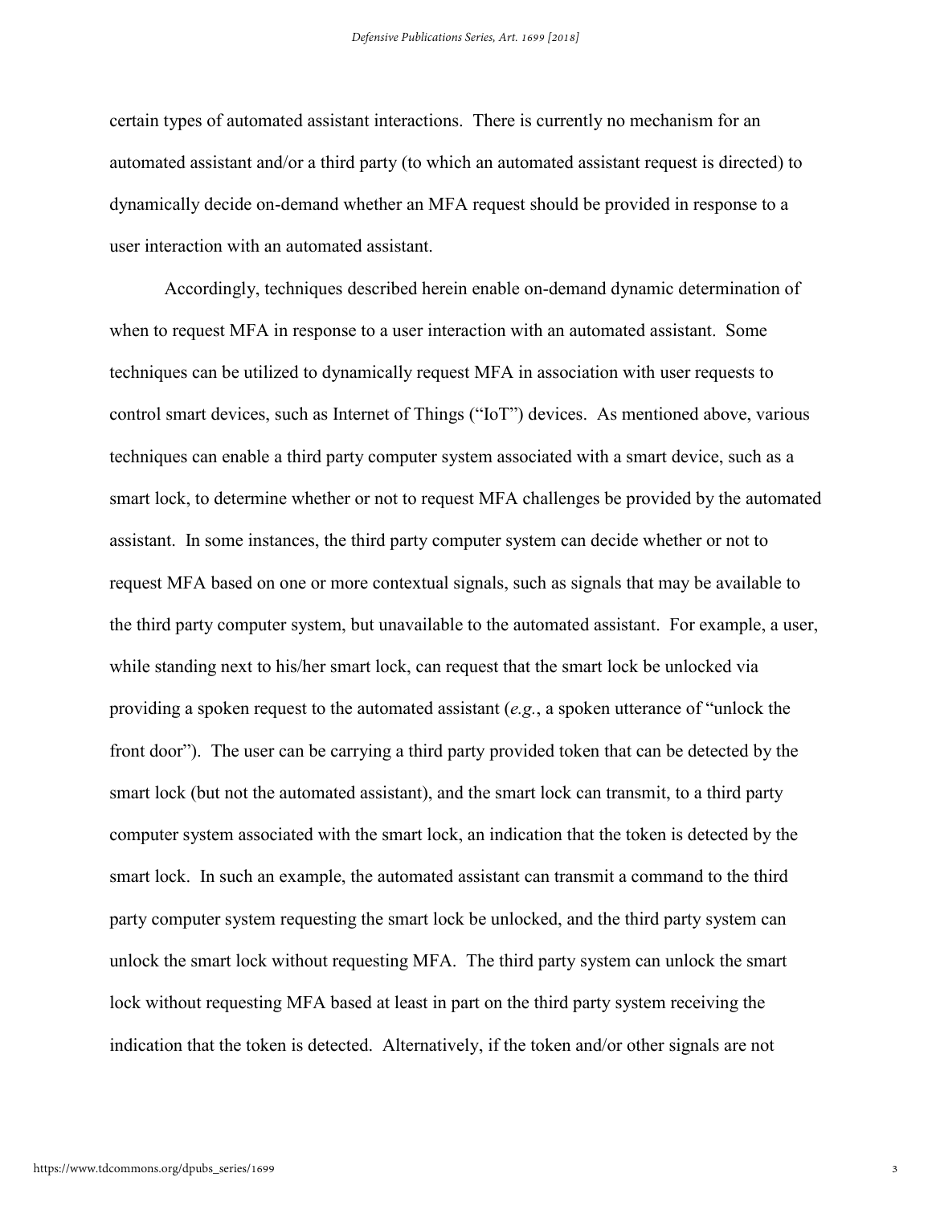certain types of automated assistant interactions. There is currently no mechanism for an automated assistant and/or a third party (to which an automated assistant request is directed) to dynamically decide on-demand whether an MFA request should be provided in response to a user interaction with an automated assistant.

Accordingly, techniques described herein enable on-demand dynamic determination of when to request MFA in response to a user interaction with an automated assistant. Some techniques can be utilized to dynamically request MFA in association with user requests to control smart devices, such as Internet of Things ("IoT") devices. As mentioned above, various techniques can enable a third party computer system associated with a smart device, such as a smart lock, to determine whether or not to request MFA challenges be provided by the automated assistant. In some instances, the third party computer system can decide whether or not to request MFA based on one or more contextual signals, such as signals that may be available to the third party computer system, but unavailable to the automated assistant. For example, a user, while standing next to his/her smart lock, can request that the smart lock be unlocked via providing a spoken request to the automated assistant (*e.g.*, a spoken utterance of "unlock the front door"). The user can be carrying a third party provided token that can be detected by the smart lock (but not the automated assistant), and the smart lock can transmit, to a third party computer system associated with the smart lock, an indication that the token is detected by the smart lock. In such an example, the automated assistant can transmit a command to the third party computer system requesting the smart lock be unlocked, and the third party system can unlock the smart lock without requesting MFA. The third party system can unlock the smart lock without requesting MFA based at least in part on the third party system receiving the indication that the token is detected. Alternatively, if the token and/or other signals are not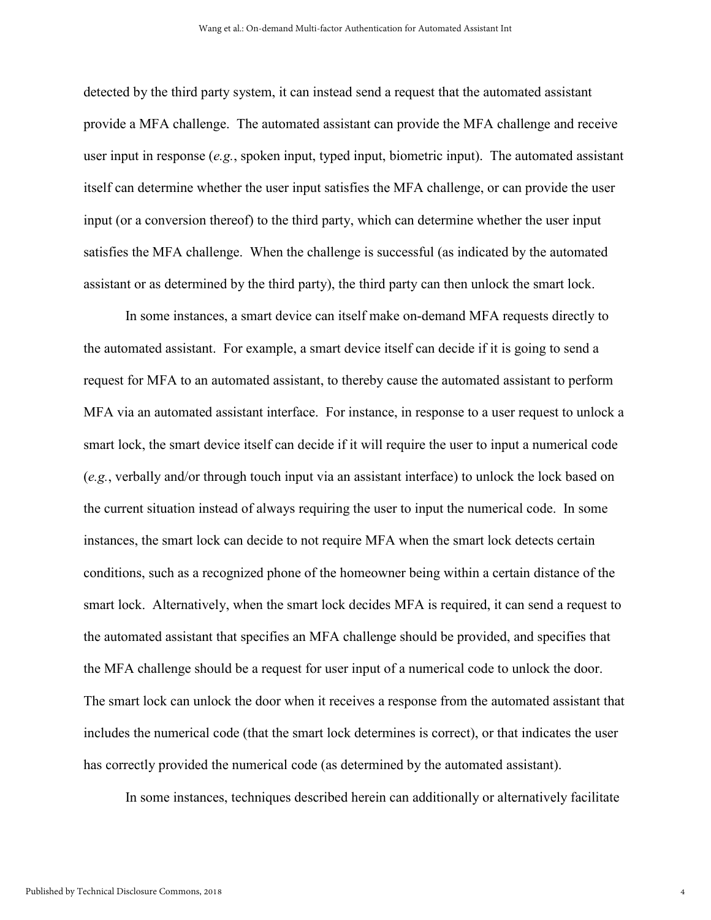detected by the third party system, it can instead send a request that the automated assistant provide a MFA challenge. The automated assistant can provide the MFA challenge and receive user input in response (*e.g.*, spoken input, typed input, biometric input). The automated assistant itself can determine whether the user input satisfies the MFA challenge, or can provide the user input (or a conversion thereof) to the third party, which can determine whether the user input satisfies the MFA challenge. When the challenge is successful (as indicated by the automated assistant or as determined by the third party), the third party can then unlock the smart lock.

In some instances, a smart device can itself make on-demand MFA requests directly to the automated assistant. For example, a smart device itself can decide if it is going to send a request for MFA to an automated assistant, to thereby cause the automated assistant to perform MFA via an automated assistant interface. For instance, in response to a user request to unlock a smart lock, the smart device itself can decide if it will require the user to input a numerical code (*e.g.*, verbally and/or through touch input via an assistant interface) to unlock the lock based on the current situation instead of always requiring the user to input the numerical code. In some instances, the smart lock can decide to not require MFA when the smart lock detects certain conditions, such as a recognized phone of the homeowner being within a certain distance of the smart lock. Alternatively, when the smart lock decides MFA is required, it can send a request to the automated assistant that specifies an MFA challenge should be provided, and specifies that the MFA challenge should be a request for user input of a numerical code to unlock the door. The smart lock can unlock the door when it receives a response from the automated assistant that includes the numerical code (that the smart lock determines is correct), or that indicates the user has correctly provided the numerical code (as determined by the automated assistant).

In some instances, techniques described herein can additionally or alternatively facilitate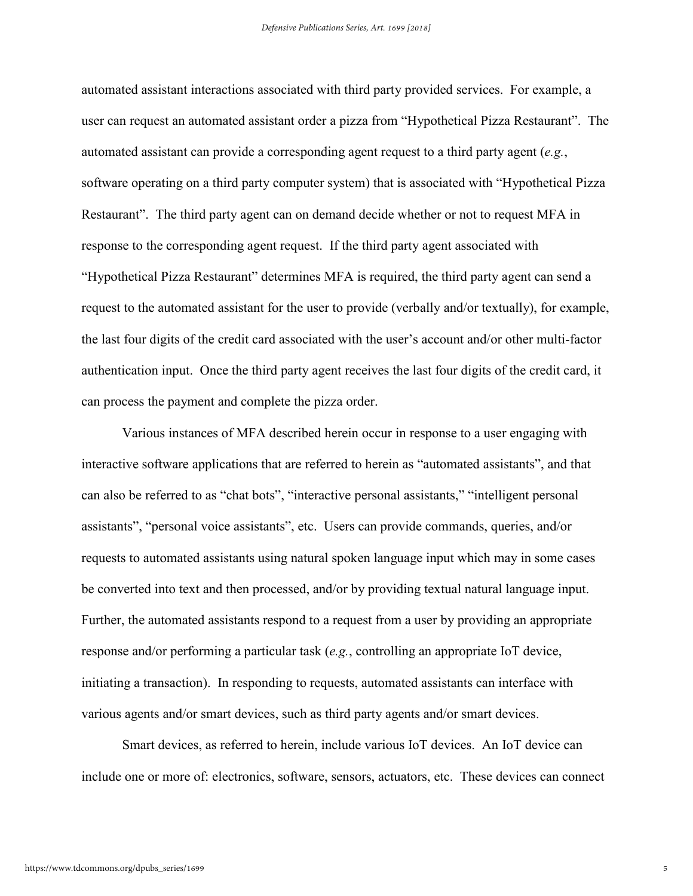automated assistant interactions associated with third party provided services. For example, a user can request an automated assistant order a pizza from "Hypothetical Pizza Restaurant". The automated assistant can provide a corresponding agent request to a third party agent (*e.g.*, software operating on a third party computer system) that is associated with "Hypothetical Pizza Restaurant". The third party agent can on demand decide whether or not to request MFA in response to the corresponding agent request. If the third party agent associated with "Hypothetical Pizza Restaurant" determines MFA is required, the third party agent can send a request to the automated assistant for the user to provide (verbally and/or textually), for example, the last four digits of the credit card associated with the user's account and/or other multi-factor authentication input. Once the third party agent receives the last four digits of the credit card, it can process the payment and complete the pizza order.

Various instances of MFA described herein occur in response to a user engaging with interactive software applications that are referred to herein as "automated assistants", and that can also be referred to as "chat bots", "interactive personal assistants," "intelligent personal assistants", "personal voice assistants", etc. Users can provide commands, queries, and/or requests to automated assistants using natural spoken language input which may in some cases be converted into text and then processed, and/or by providing textual natural language input. Further, the automated assistants respond to a request from a user by providing an appropriate response and/or performing a particular task (*e.g.*, controlling an appropriate IoT device, initiating a transaction). In responding to requests, automated assistants can interface with various agents and/or smart devices, such as third party agents and/or smart devices.

Smart devices, as referred to herein, include various IoT devices. An IoT device can include one or more of: electronics, software, sensors, actuators, etc. These devices can connect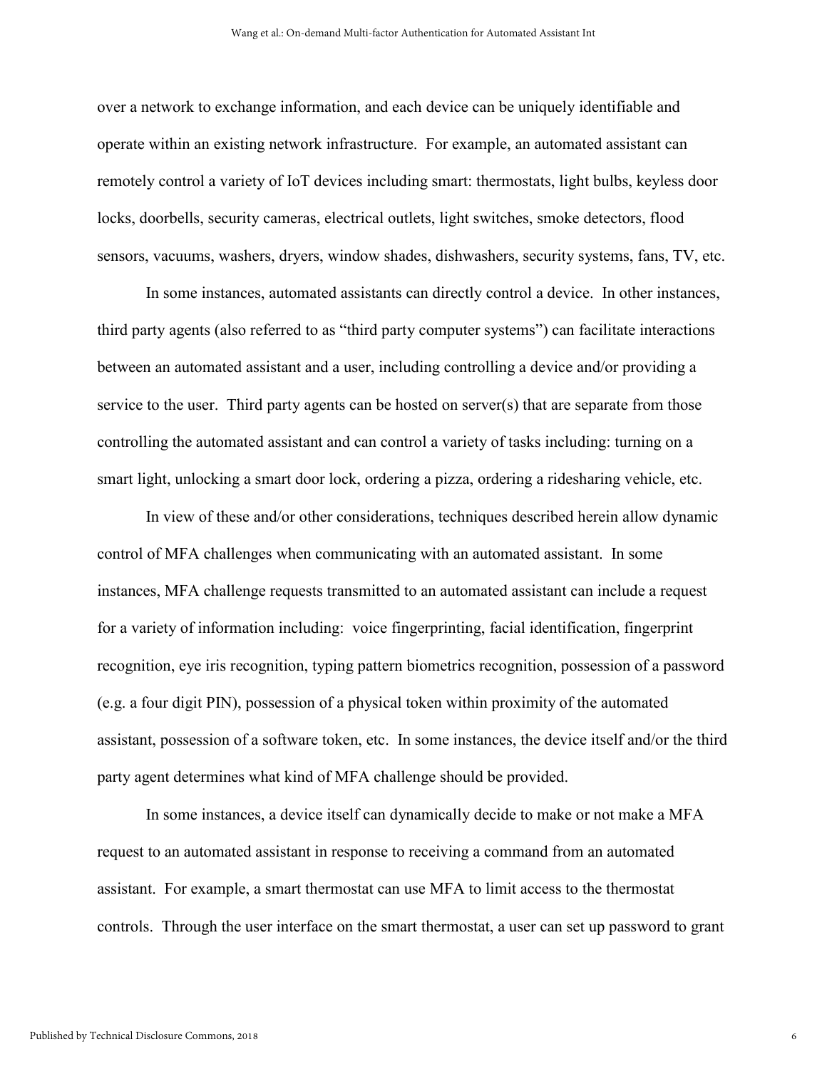over a network to exchange information, and each device can be uniquely identifiable and operate within an existing network infrastructure. For example, an automated assistant can remotely control a variety of IoT devices including smart: thermostats, light bulbs, keyless door locks, doorbells, security cameras, electrical outlets, light switches, smoke detectors, flood sensors, vacuums, washers, dryers, window shades, dishwashers, security systems, fans, TV, etc.

In some instances, automated assistants can directly control a device. In other instances, third party agents (also referred to as "third party computer systems") can facilitate interactions between an automated assistant and a user, including controlling a device and/or providing a service to the user. Third party agents can be hosted on server(s) that are separate from those controlling the automated assistant and can control a variety of tasks including: turning on a smart light, unlocking a smart door lock, ordering a pizza, ordering a ridesharing vehicle, etc.

In view of these and/or other considerations, techniques described herein allow dynamic control of MFA challenges when communicating with an automated assistant. In some instances, MFA challenge requests transmitted to an automated assistant can include a request for a variety of information including: voice fingerprinting, facial identification, fingerprint recognition, eye iris recognition, typing pattern biometrics recognition, possession of a password (e.g. a four digit PIN), possession of a physical token within proximity of the automated assistant, possession of a software token, etc. In some instances, the device itself and/or the third party agent determines what kind of MFA challenge should be provided.

In some instances, a device itself can dynamically decide to make or not make a MFA request to an automated assistant in response to receiving a command from an automated assistant. For example, a smart thermostat can use MFA to limit access to the thermostat controls. Through the user interface on the smart thermostat, a user can set up password to grant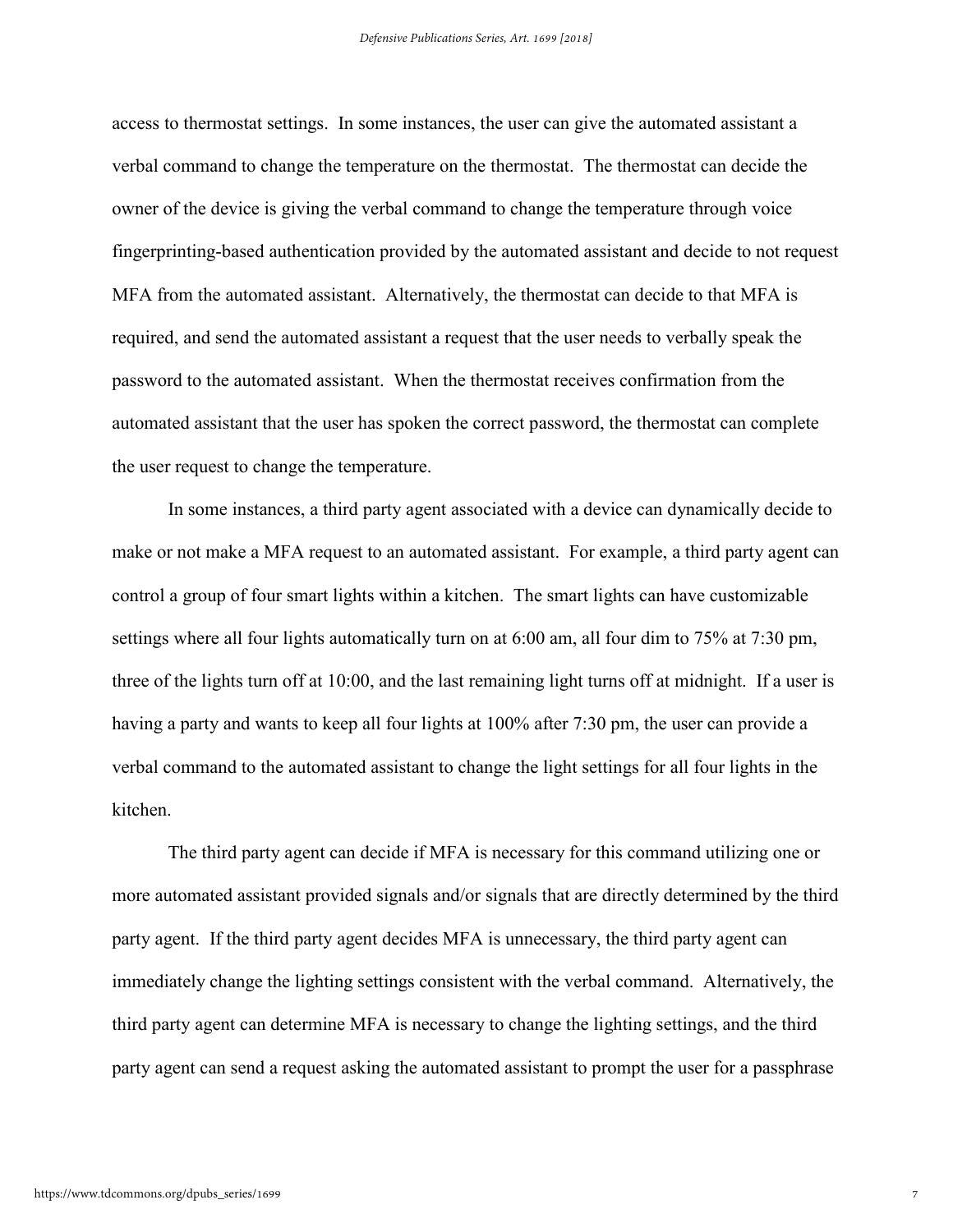access to thermostat settings. In some instances, the user can give the automated assistant a verbal command to change the temperature on the thermostat. The thermostat can decide the owner of the device is giving the verbal command to change the temperature through voice fingerprinting-based authentication provided by the automated assistant and decide to not request MFA from the automated assistant. Alternatively, the thermostat can decide to that MFA is required, and send the automated assistant a request that the user needs to verbally speak the password to the automated assistant. When the thermostat receives confirmation from the automated assistant that the user has spoken the correct password, the thermostat can complete the user request to change the temperature.

In some instances, a third party agent associated with a device can dynamically decide to make or not make a MFA request to an automated assistant. For example, a third party agent can control a group of four smart lights within a kitchen. The smart lights can have customizable settings where all four lights automatically turn on at 6:00 am, all four dim to 75% at 7:30 pm, three of the lights turn off at 10:00, and the last remaining light turns off at midnight. If a user is having a party and wants to keep all four lights at 100% after 7:30 pm, the user can provide a verbal command to the automated assistant to change the light settings for all four lights in the kitchen.

The third party agent can decide if MFA is necessary for this command utilizing one or more automated assistant provided signals and/or signals that are directly determined by the third party agent. If the third party agent decides MFA is unnecessary, the third party agent can immediately change the lighting settings consistent with the verbal command. Alternatively, the third party agent can determine MFA is necessary to change the lighting settings, and the third party agent can send a request asking the automated assistant to prompt the user for a passphrase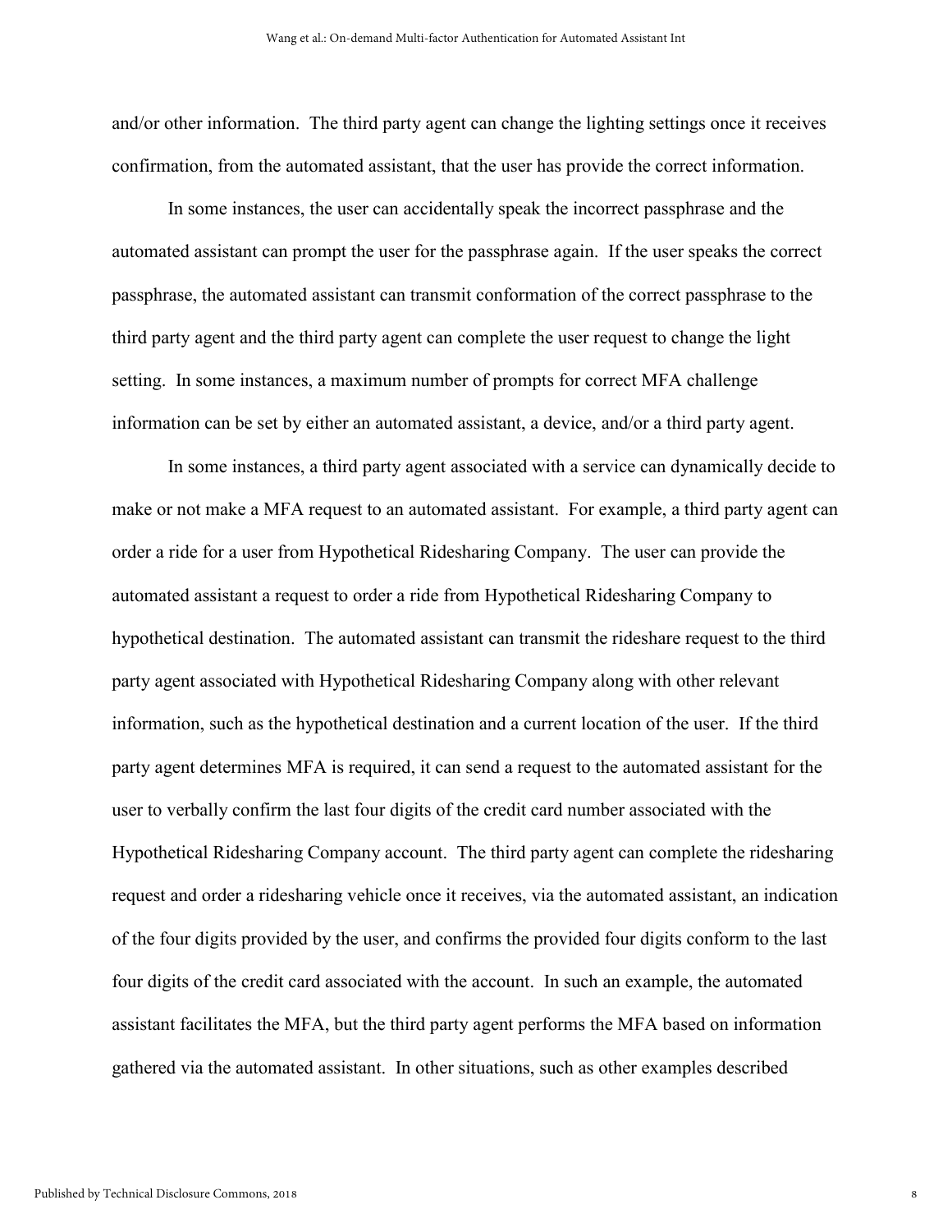and/or other information. The third party agent can change the lighting settings once it receives confirmation, from the automated assistant, that the user has provide the correct information.

In some instances, the user can accidentally speak the incorrect passphrase and the automated assistant can prompt the user for the passphrase again. If the user speaks the correct passphrase, the automated assistant can transmit conformation of the correct passphrase to the third party agent and the third party agent can complete the user request to change the light setting. In some instances, a maximum number of prompts for correct MFA challenge information can be set by either an automated assistant, a device, and/or a third party agent.

In some instances, a third party agent associated with a service can dynamically decide to make or not make a MFA request to an automated assistant. For example, a third party agent can order a ride for a user from Hypothetical Ridesharing Company. The user can provide the automated assistant a request to order a ride from Hypothetical Ridesharing Company to hypothetical destination. The automated assistant can transmit the rideshare request to the third party agent associated with Hypothetical Ridesharing Company along with other relevant information, such as the hypothetical destination and a current location of the user. If the third party agent determines MFA is required, it can send a request to the automated assistant for the user to verbally confirm the last four digits of the credit card number associated with the Hypothetical Ridesharing Company account. The third party agent can complete the ridesharing request and order a ridesharing vehicle once it receives, via the automated assistant, an indication of the four digits provided by the user, and confirms the provided four digits conform to the last four digits of the credit card associated with the account. In such an example, the automated assistant facilitates the MFA, but the third party agent performs the MFA based on information gathered via the automated assistant. In other situations, such as other examples described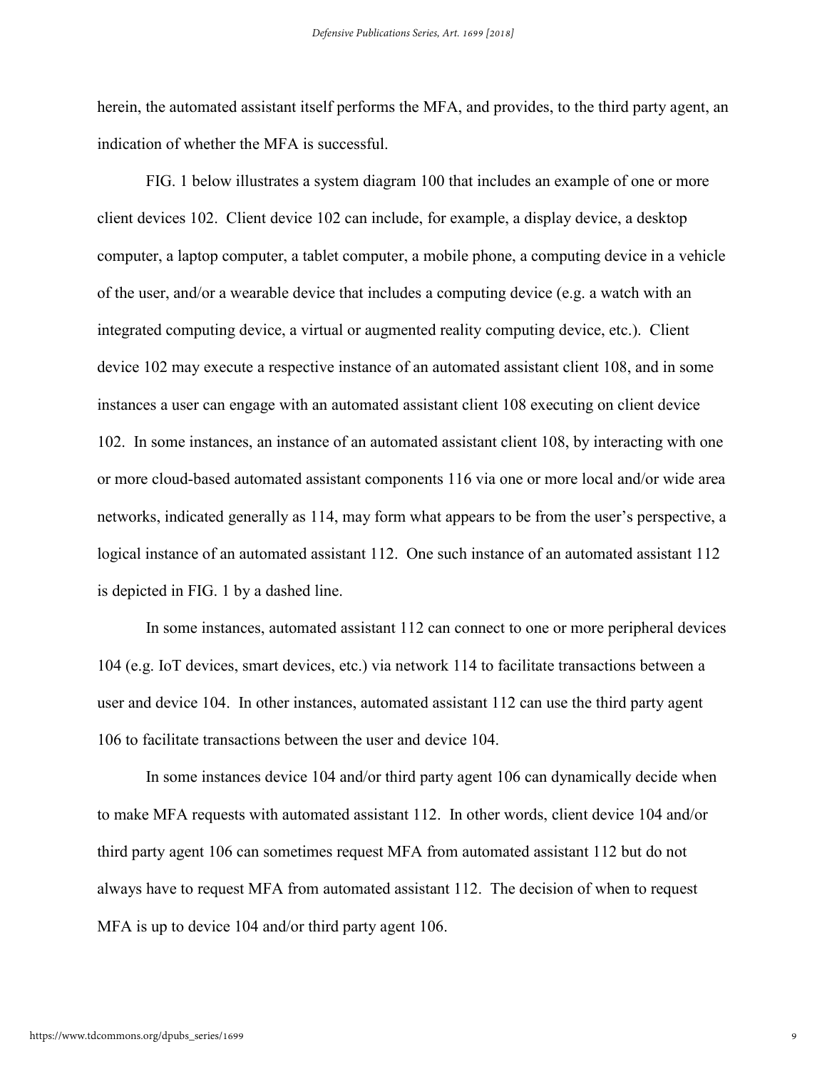herein, the automated assistant itself performs the MFA, and provides, to the third party agent, an indication of whether the MFA is successful.

FIG. 1 below illustrates a system diagram 100 that includes an example of one or more client devices 102. Client device 102 can include, for example, a display device, a desktop computer, a laptop computer, a tablet computer, a mobile phone, a computing device in a vehicle of the user, and/or a wearable device that includes a computing device (e.g. a watch with an integrated computing device, a virtual or augmented reality computing device, etc.). Client device 102 may execute a respective instance of an automated assistant client 108, and in some instances a user can engage with an automated assistant client 108 executing on client device 102. In some instances, an instance of an automated assistant client 108, by interacting with one or more cloud-based automated assistant components 116 via one or more local and/or wide area networks, indicated generally as 114, may form what appears to be from the user's perspective, a logical instance of an automated assistant 112. One such instance of an automated assistant 112 is depicted in FIG. 1 by a dashed line.

In some instances, automated assistant 112 can connect to one or more peripheral devices 104 (e.g. IoT devices, smart devices, etc.) via network 114 to facilitate transactions between a user and device 104. In other instances, automated assistant 112 can use the third party agent 106 to facilitate transactions between the user and device 104.

In some instances device 104 and/or third party agent 106 can dynamically decide when to make MFA requests with automated assistant 112. In other words, client device 104 and/or third party agent 106 can sometimes request MFA from automated assistant 112 but do not always have to request MFA from automated assistant 112. The decision of when to request MFA is up to device 104 and/or third party agent 106.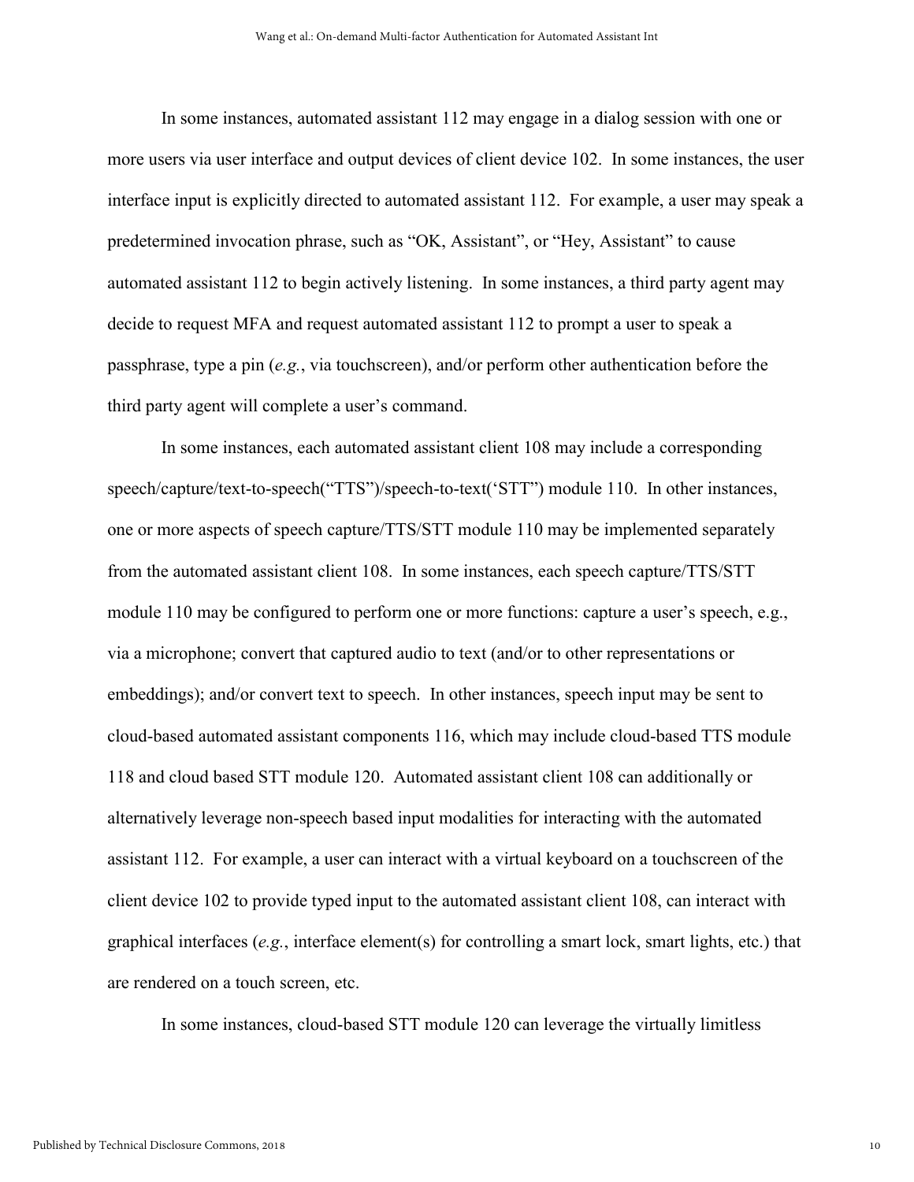In some instances, automated assistant 112 may engage in a dialog session with one or more users via user interface and output devices of client device 102. In some instances, the user interface input is explicitly directed to automated assistant 112. For example, a user may speak a predetermined invocation phrase, such as "OK, Assistant", or "Hey, Assistant" to cause automated assistant 112 to begin actively listening. In some instances, a third party agent may decide to request MFA and request automated assistant 112 to prompt a user to speak a passphrase, type a pin (*e.g.*, via touchscreen), and/or perform other authentication before the third party agent will complete a user's command.

In some instances, each automated assistant client 108 may include a corresponding speech/capture/text-to-speech("TTS")/speech-to-text('STT") module 110. In other instances, one or more aspects of speech capture/TTS/STT module 110 may be implemented separately from the automated assistant client 108. In some instances, each speech capture/TTS/STT module 110 may be configured to perform one or more functions: capture a user's speech, e.g., via a microphone; convert that captured audio to text (and/or to other representations or embeddings); and/or convert text to speech. In other instances, speech input may be sent to cloud-based automated assistant components 116, which may include cloud-based TTS module 118 and cloud based STT module 120. Automated assistant client 108 can additionally or alternatively leverage non-speech based input modalities for interacting with the automated assistant 112. For example, a user can interact with a virtual keyboard on a touchscreen of the client device 102 to provide typed input to the automated assistant client 108, can interact with graphical interfaces (*e.g.*, interface element(s) for controlling a smart lock, smart lights, etc.) that are rendered on a touch screen, etc.

In some instances, cloud-based STT module 120 can leverage the virtually limitless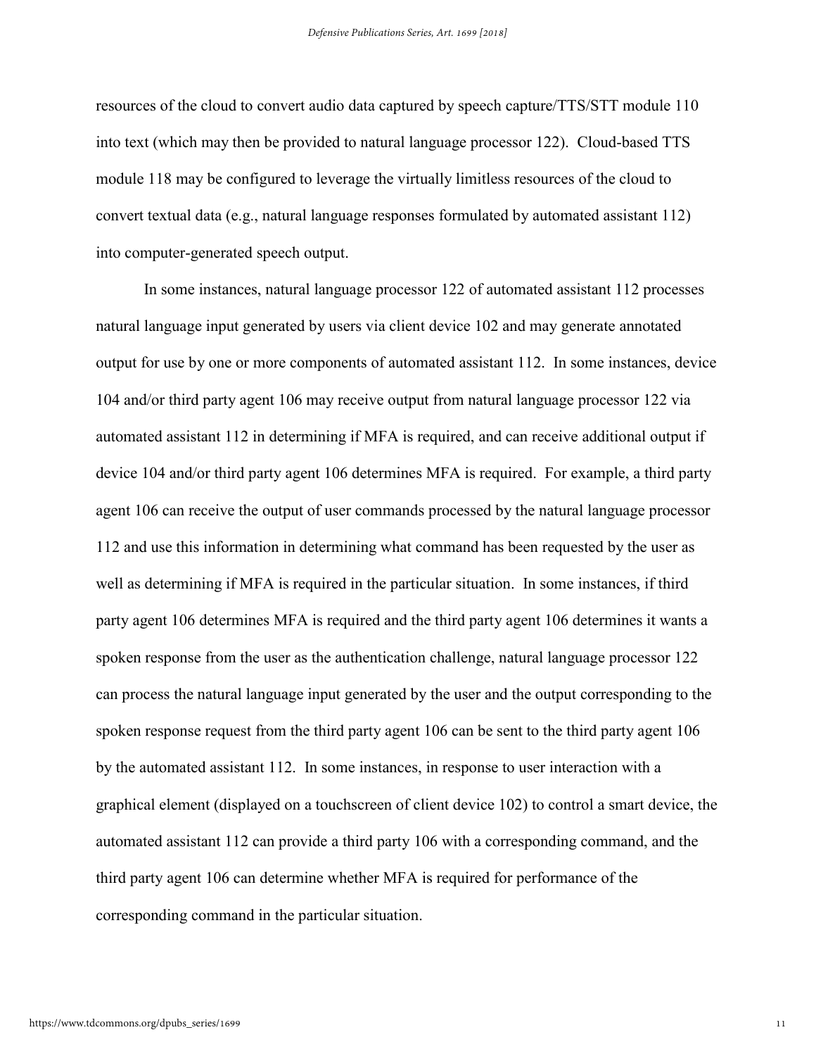resources of the cloud to convert audio data captured by speech capture/TTS/STT module 110 into text (which may then be provided to natural language processor 122). Cloud-based TTS module 118 may be configured to leverage the virtually limitless resources of the cloud to convert textual data (e.g., natural language responses formulated by automated assistant 112) into computer-generated speech output.

In some instances, natural language processor 122 of automated assistant 112 processes natural language input generated by users via client device 102 and may generate annotated output for use by one or more components of automated assistant 112. In some instances, device 104 and/or third party agent 106 may receive output from natural language processor 122 via automated assistant 112 in determining if MFA is required, and can receive additional output if device 104 and/or third party agent 106 determines MFA is required. For example, a third party agent 106 can receive the output of user commands processed by the natural language processor 112 and use this information in determining what command has been requested by the user as well as determining if MFA is required in the particular situation. In some instances, if third party agent 106 determines MFA is required and the third party agent 106 determines it wants a spoken response from the user as the authentication challenge, natural language processor 122 can process the natural language input generated by the user and the output corresponding to the spoken response request from the third party agent 106 can be sent to the third party agent 106 by the automated assistant 112. In some instances, in response to user interaction with a graphical element (displayed on a touchscreen of client device 102) to control a smart device, the automated assistant 112 can provide a third party 106 with a corresponding command, and the third party agent 106 can determine whether MFA is required for performance of the corresponding command in the particular situation.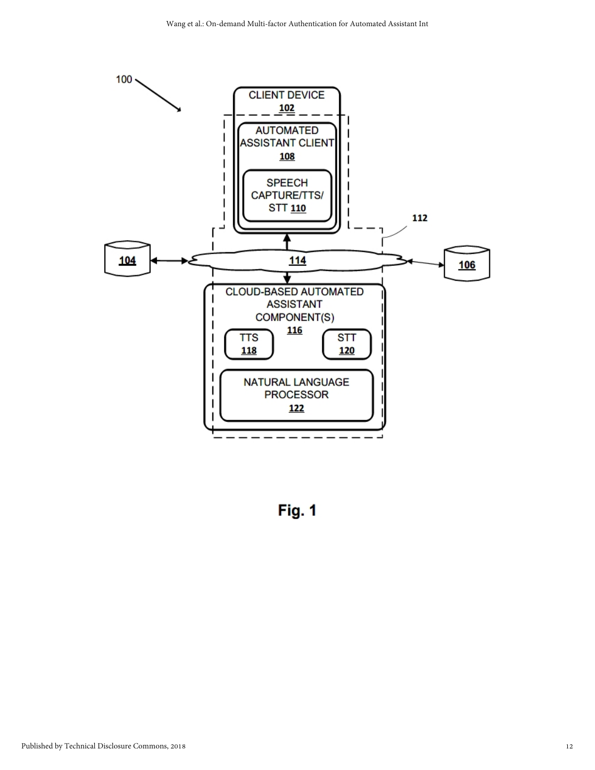100

CLIENT DEVICE
102

AUTOMATED ASSISTANT CLIENT
108

SPEECH CAPTURE/TTS/ STT 110

112

104

114

106

CLOUD-BASED AUTOMATED ASSISTANT COMPONENT(S)
116

TTS
118

STT
120

NATURAL LANGUAGE PROCESSOR
122

Fig. 1